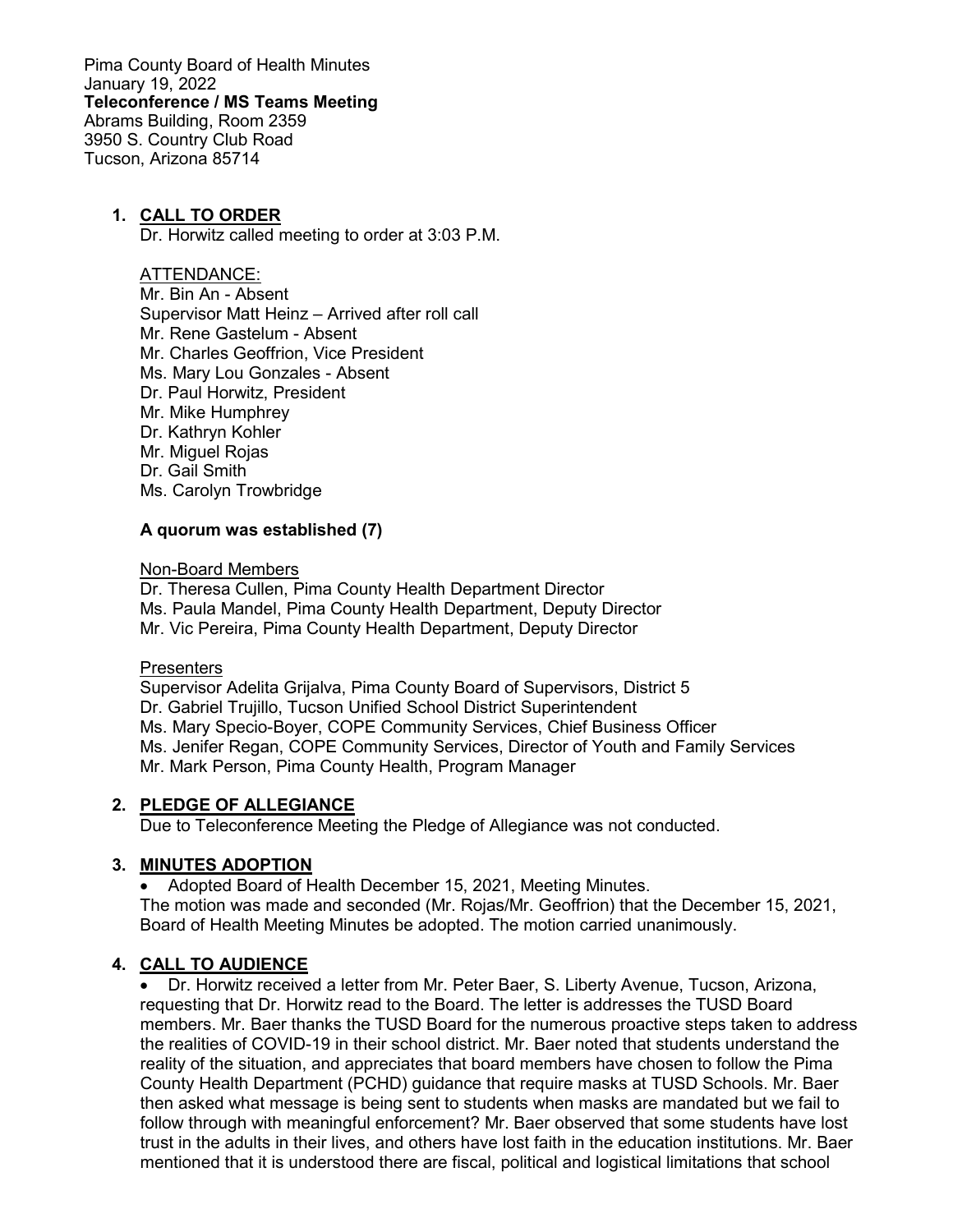Pima County Board of Health Minutes
January 19, 2022
**Teleconference / MS Teams Meeting**
Abrams Building, Room 2359
3950 S. Country Club Road
Tucson, Arizona 85714

1. **CALL TO ORDER**
   Dr. Horwitz called meeting to order at 3:03 P.M.

   ATTENDANCE:
   Mr. Bin An - Absent
   Supervisor Matt Heinz – Arrived after roll call
   Mr. Rene Gastelum - Absent
   Mr. Charles Geoffrion, Vice President
   Ms. Mary Lou Gonzales - Absent
   Dr. Paul Horwitz, President
   Mr. Mike Humphrey
   Dr. Kathryn Kohler
   Mr. Miguel Rojas
   Dr. Gail Smith
   Ms. Carolyn Trowbridge

   **A quorum was established (7)**

   Non-Board Members
   Dr. Theresa Cullen, Pima County Health Department Director
   Ms. Paula Mandel, Pima County Health Department, Deputy Director
   Mr. Vic Pereira, Pima County Health Department, Deputy Director

   Presenters
   Supervisor Adelita Grijalva, Pima County Board of Supervisors, District 5
   Dr. Gabriel Trujillo, Tucson Unified School District Superintendent
   Ms. Mary Specio-Boyer, COPE Community Services, Chief Business Officer
   Ms. Jenifer Regan, COPE Community Services, Director of Youth and Family Services
   Mr. Mark Person, Pima County Health, Program Manager

2. **PLEDGE OF ALLEGIANCE**
   Due to Teleconference Meeting the Pledge of Allegiance was not conducted.

3. **MINUTES ADOPTION**
   - Adopted Board of Health December 15, 2021, Meeting Minutes.

   The motion was made and seconded (Mr. Rojas/Mr. Geoffrion) that the December 15, 2021, Board of Health Meeting Minutes be adopted. The motion carried unanimously.

4. **CALL TO AUDIENCE**
   - Dr. Horwitz received a letter from Mr. Peter Baer, S. Liberty Avenue, Tucson, Arizona, requesting that Dr. Horwitz read to the Board. The letter is addresses the TUSD Board members. Mr. Baer thanks the TUSD Board for the numerous proactive steps taken to address the realities of COVID-19 in their school district. Mr. Baer noted that students understand the reality of the situation, and appreciates that board members have chosen to follow the Pima County Health Department (PCHD) guidance that require masks at TUSD Schools. Mr. Baer then asked what message is being sent to students when masks are mandated but we fail to follow through with meaningful enforcement? Mr. Baer observed that some students have lost trust in the adults in their lives, and others have lost faith in the education institutions. Mr. Baer mentioned that it is understood there are fiscal, political and logistical limitations that school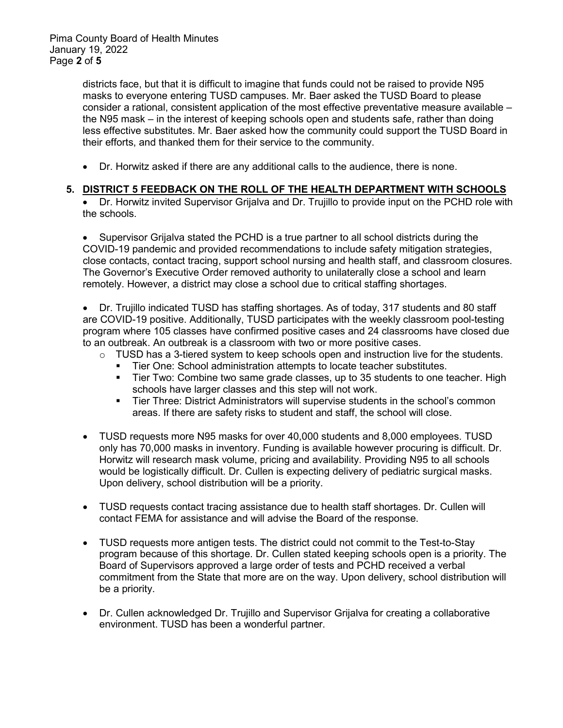districts face, but that it is difficult to imagine that funds could not be raised to provide N95 masks to everyone entering TUSD campuses. Mr. Baer asked the TUSD Board to please consider a rational, consistent application of the most effective preventative measure available – the N95 mask – in the interest of keeping schools open and students safe, rather than doing less effective substitutes. Mr. Baer asked how the community could support the TUSD Board in their efforts, and thanked them for their service to the community.

- Dr. Horwitz asked if there are any additional calls to the audience, there is none.

**5. DISTRICT 5 FEEDBACK ON THE ROLL OF THE HEALTH DEPARTMENT WITH SCHOOLS**

- Dr. Horwitz invited Supervisor Grijalva and Dr. Trujillo to provide input on the PCHD role with the schools.

- Supervisor Grijalva stated the PCHD is a true partner to all school districts during the COVID-19 pandemic and provided recommendations to include safety mitigation strategies, close contacts, contact tracing, support school nursing and health staff, and classroom closures. The Governor's Executive Order removed authority to unilaterally close a school and learn remotely. However, a district may close a school due to critical staffing shortages.

- Dr. Trujillo indicated TUSD has staffing shortages. As of today, 317 students and 80 staff are COVID-19 positive. Additionally, TUSD participates with the weekly classroom pool-testing program where 105 classes have confirmed positive cases and 24 classrooms have closed due to an outbreak. An outbreak is a classroom with two or more positive cases.
  - TUSD has a 3-tiered system to keep schools open and instruction live for the students.
    - Tier One: School administration attempts to locate teacher substitutes.
    - Tier Two: Combine two same grade classes, up to 35 students to one teacher. High schools have larger classes and this step will not work.
    - Tier Three: District Administrators will supervise students in the school's common areas. If there are safety risks to student and staff, the school will close.

- TUSD requests more N95 masks for over 40,000 students and 8,000 employees. TUSD only has 70,000 masks in inventory. Funding is available however procuring is difficult. Dr. Horwitz will research mask volume, pricing and availability. Providing N95 to all schools would be logistically difficult. Dr. Cullen is expecting delivery of pediatric surgical masks. Upon delivery, school distribution will be a priority.

- TUSD requests contact tracing assistance due to health staff shortages. Dr. Cullen will contact FEMA for assistance and will advise the Board of the response.

- TUSD requests more antigen tests. The district could not commit to the Test-to-Stay program because of this shortage. Dr. Cullen stated keeping schools open is a priority. The Board of Supervisors approved a large order of tests and PCHD received a verbal commitment from the State that more are on the way. Upon delivery, school distribution will be a priority.

- Dr. Cullen acknowledged Dr. Trujillo and Supervisor Grijalva for creating a collaborative environment. TUSD has been a wonderful partner.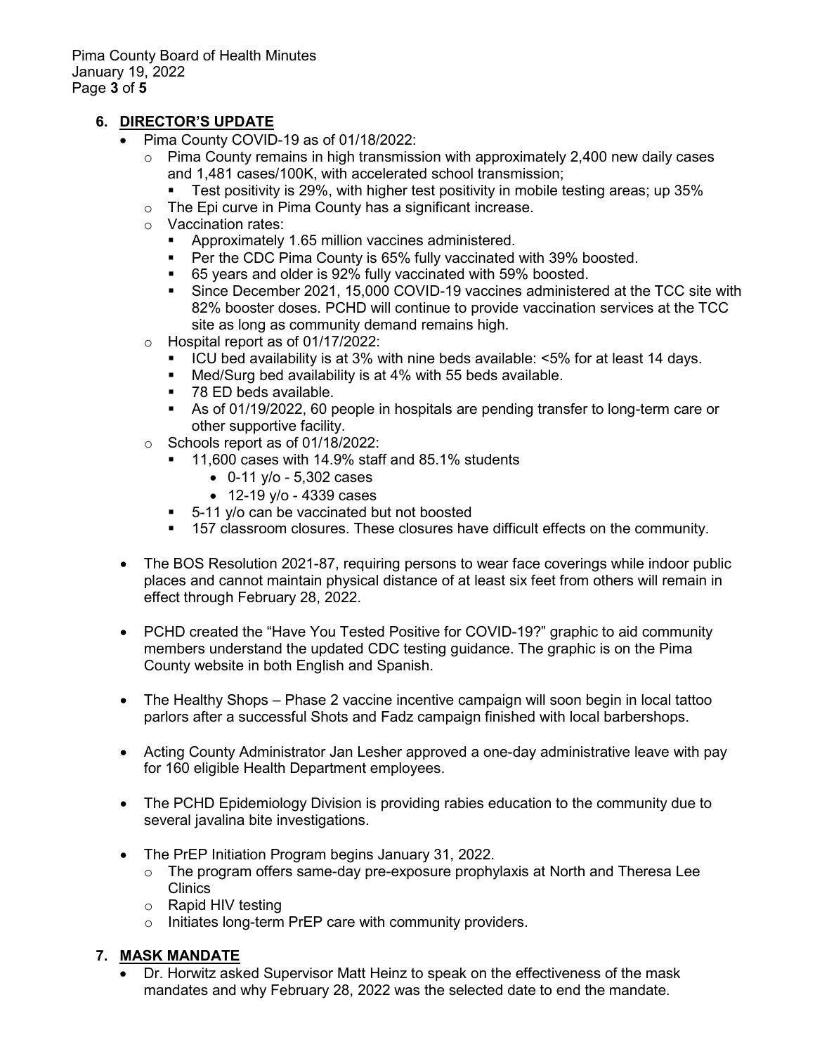## 6. DIRECTOR'S UPDATE

- Pima County COVID-19 as of 01/18/2022:
  - Pima County remains in high transmission with approximately 2,400 new daily cases and 1,481 cases/100K, with accelerated school transmission;
    - Test positivity is 29%, with higher test positivity in mobile testing areas; up 35%
  - The Epi curve in Pima County has a significant increase.
  - Vaccination rates:
    - Approximately 1.65 million vaccines administered.
    - Per the CDC Pima County is 65% fully vaccinated with 39% boosted.
    - 65 years and older is 92% fully vaccinated with 59% boosted.
    - Since December 2021, 15,000 COVID-19 vaccines administered at the TCC site with 82% booster doses. PCHD will continue to provide vaccination services at the TCC site as long as community demand remains high.
  - Hospital report as of 01/17/2022:
    - ICU bed availability is at 3% with nine beds available: <5% for at least 14 days.
    - Med/Surg bed availability is at 4% with 55 beds available.
    - 78 ED beds available.
    - As of 01/19/2022, 60 people in hospitals are pending transfer to long-term care or other supportive facility.
  - Schools report as of 01/18/2022:
    - 11,600 cases with 14.9% staff and 85.1% students
      - 0-11 y/o - 5,302 cases
      - 12-19 y/o - 4339 cases
    - 5-11 y/o can be vaccinated but not boosted
    - 157 classroom closures. These closures have difficult effects on the community.

- The BOS Resolution 2021-87, requiring persons to wear face coverings while indoor public places and cannot maintain physical distance of at least six feet from others will remain in effect through February 28, 2022.

- PCHD created the "Have You Tested Positive for COVID-19?" graphic to aid community members understand the updated CDC testing guidance. The graphic is on the Pima County website in both English and Spanish.

- The Healthy Shops – Phase 2 vaccine incentive campaign will soon begin in local tattoo parlors after a successful Shots and Fadz campaign finished with local barbershops.

- Acting County Administrator Jan Lesher approved a one-day administrative leave with pay for 160 eligible Health Department employees.

- The PCHD Epidemiology Division is providing rabies education to the community due to several javalina bite investigations.

- The PrEP Initiation Program begins January 31, 2022.
  - The program offers same-day pre-exposure prophylaxis at North and Theresa Lee Clinics
  - Rapid HIV testing
  - Initiates long-term PrEP care with community providers.

## 7. MASK MANDATE

- Dr. Horwitz asked Supervisor Matt Heinz to speak on the effectiveness of the mask mandates and why February 28, 2022 was the selected date to end the mandate.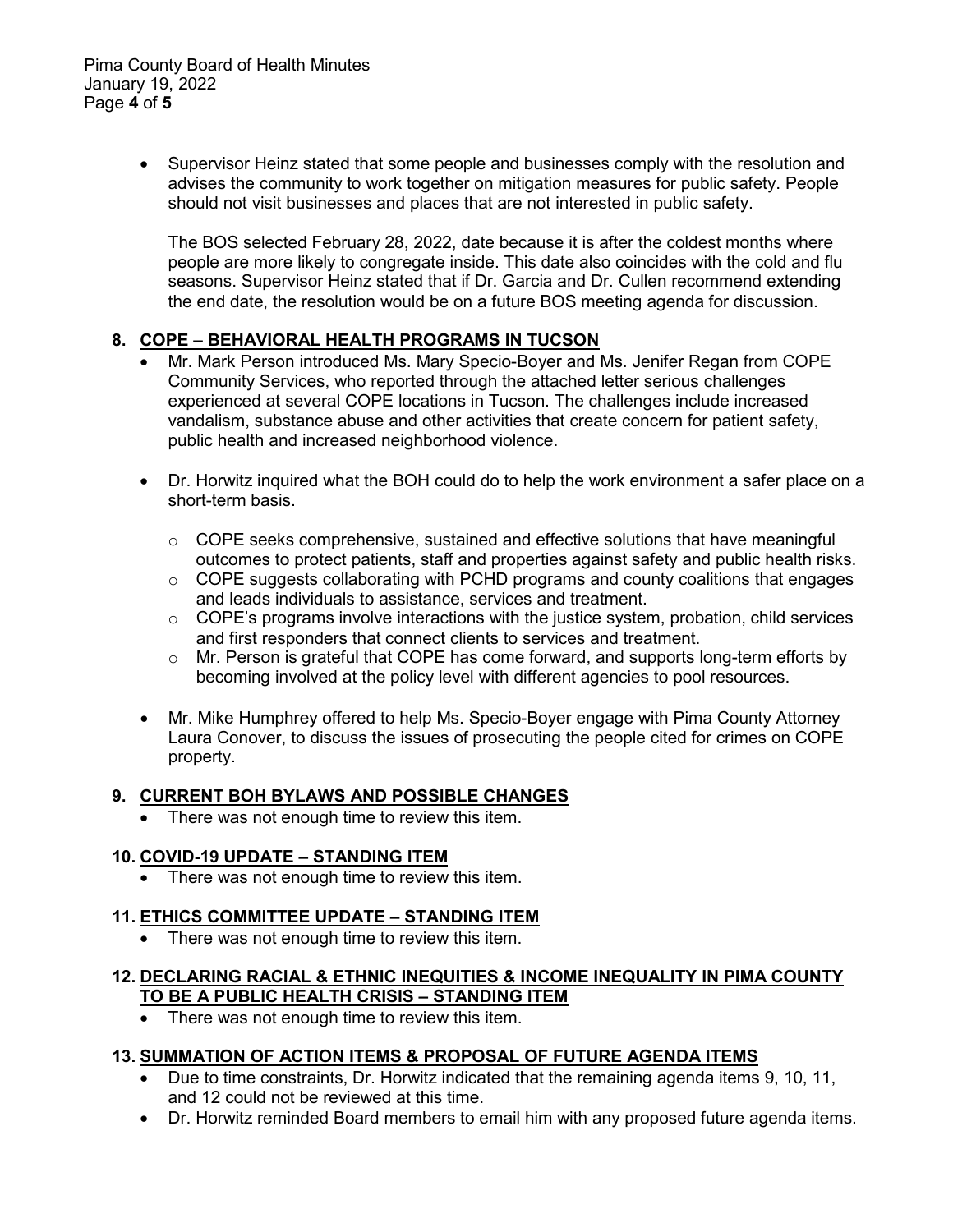- Supervisor Heinz stated that some people and businesses comply with the resolution and advises the community to work together on mitigation measures for public safety. People should not visit businesses and places that are not interested in public safety.

  The BOS selected February 28, 2022, date because it is after the coldest months where people are more likely to congregate inside. This date also coincides with the cold and flu seasons. Supervisor Heinz stated that if Dr. Garcia and Dr. Cullen recommend extending the end date, the resolution would be on a future BOS meeting agenda for discussion.

**8. <u>COPE – BEHAVIORAL HEALTH PROGRAMS IN TUCSON</u>**

- Mr. Mark Person introduced Ms. Mary Specio-Boyer and Ms. Jenifer Regan from COPE Community Services, who reported through the attached letter serious challenges experienced at several COPE locations in Tucson. The challenges include increased vandalism, substance abuse and other activities that create concern for patient safety, public health and increased neighborhood violence.

- Dr. Horwitz inquired what the BOH could do to help the work environment a safer place on a short-term basis.
  - COPE seeks comprehensive, sustained and effective solutions that have meaningful outcomes to protect patients, staff and properties against safety and public health risks.
  - COPE suggests collaborating with PCHD programs and county coalitions that engages and leads individuals to assistance, services and treatment.
  - COPE's programs involve interactions with the justice system, probation, child services and first responders that connect clients to services and treatment.
  - Mr. Person is grateful that COPE has come forward, and supports long-term efforts by becoming involved at the policy level with different agencies to pool resources.

- Mr. Mike Humphrey offered to help Ms. Specio-Boyer engage with Pima County Attorney Laura Conover, to discuss the issues of prosecuting the people cited for crimes on COPE property.

**9. <u>CURRENT BOH BYLAWS AND POSSIBLE CHANGES</u>**

- There was not enough time to review this item.

**10. <u>COVID-19 UPDATE – STANDING ITEM</u>**

- There was not enough time to review this item.

**11. <u>ETHICS COMMITTEE UPDATE – STANDING ITEM</u>**

- There was not enough time to review this item.

**12. <u>DECLARING RACIAL & ETHNIC INEQUITIES & INCOME INEQUALITY IN PIMA COUNTY TO BE A PUBLIC HEALTH CRISIS – STANDING ITEM</u>**

- There was not enough time to review this item.

**13. <u>SUMMATION OF ACTION ITEMS & PROPOSAL OF FUTURE AGENDA ITEMS</u>**

- Due to time constraints, Dr. Horwitz indicated that the remaining agenda items 9, 10, 11, and 12 could not be reviewed at this time.
- Dr. Horwitz reminded Board members to email him with any proposed future agenda items.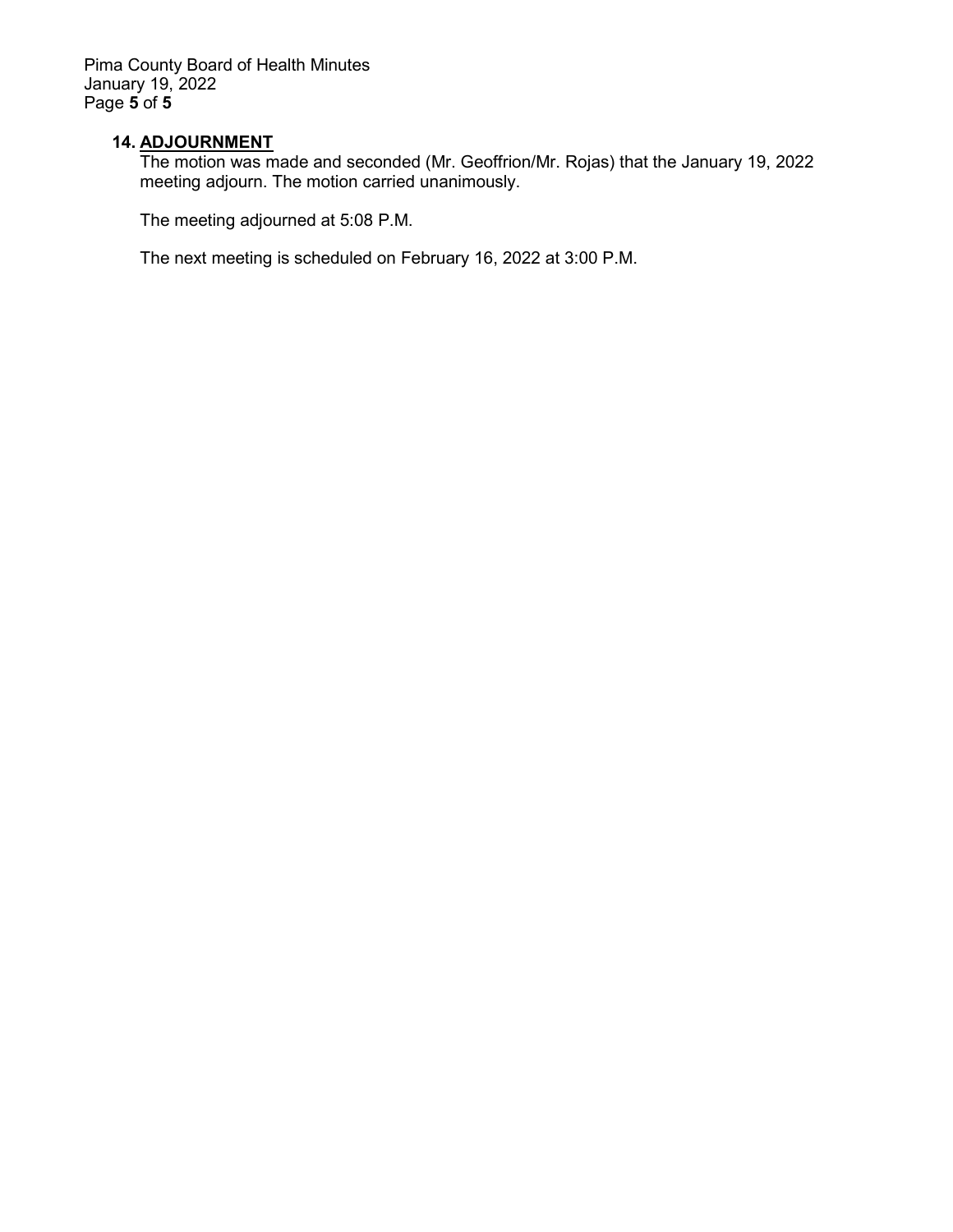**14. ADJOURNMENT**

The motion was made and seconded (Mr. Geoffrion/Mr. Rojas) that the January 19, 2022 meeting adjourn. The motion carried unanimously.

The meeting adjourned at 5:08 P.M.

The next meeting is scheduled on February 16, 2022 at 3:00 P.M.